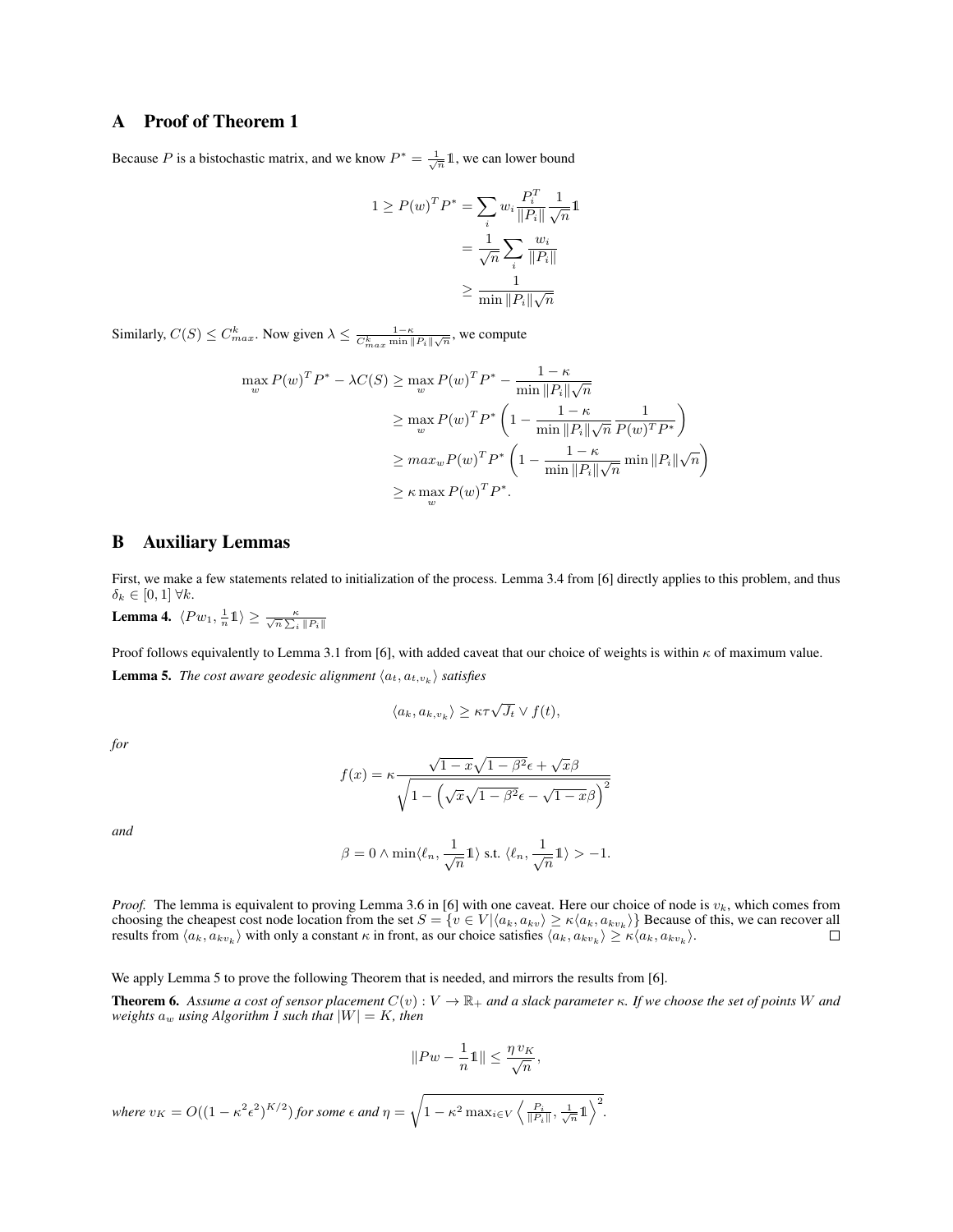## A Proof of Theorem 1

Because $P$ is a bistochastic matrix, and we know $P^* = \frac{1}{\sqrt{n}}\mathbb{1}$, we can lower bound

$$
\begin{aligned}
1 \geq P(w)^T P^* &= \sum_i w_i \frac{P_i^T}{\|P_i\|} \frac{1}{\sqrt{n}} \mathbb{1} \\
&= \frac{1}{\sqrt{n}} \sum_i \frac{w_i}{\|P_i\|} \\
&\geq \frac{1}{\min \|P_i\| \sqrt{n}}
\end{aligned}
$$

Similarly, $C(S) \leq C_{max}^k$. Now given $\lambda \leq \frac{1-\kappa}{C_{max}^k \min \|P_i\| \sqrt{n}}$, we compute

$$
\begin{aligned}
\max_w P(w)^T P^* - \lambda C(S) &\geq \max_w P(w)^T P^* - \frac{1-\kappa}{\min \|P_i\| \sqrt{n}} \\
&\geq \max_w P(w)^T P^* \left(1 - \frac{1-\kappa}{\min \|P_i\| \sqrt{n}} \frac{1}{P(w)^T P^*}\right) \\
&\geq max_w P(w)^T P^* \left(1 - \frac{1-\kappa}{\min \|P_i\| \sqrt{n}} \min \|P_i\| \sqrt{n}\right) \\
&\geq \kappa \max_w P(w)^T P^*.
\end{aligned}
$$

## B Auxiliary Lemmas

First, we make a few statements related to initialization of the process. Lemma 3.4 from [6] directly applies to this problem, and thus $\delta_k \in [0, 1] \; \forall k$.

**Lemma 4.** $\langle P w_1, \frac{1}{n}\mathbb{1}\rangle \geq \frac{\kappa}{\sqrt{n} \sum_i \|P_i\|}$

Proof follows equivalently to Lemma 3.1 from [6], with added caveat that our choice of weights is within $\kappa$ of maximum value.

**Lemma 5.** *The cost aware geodesic alignment $\langle a_t, a_{t,v_k}\rangle$ satisfies*

$$
\langle a_k, a_{k,v_k}\rangle \geq \kappa\tau\sqrt{J_t} \vee f(t),
$$

*for*

$$
f(x) = \kappa \frac{\sqrt{1-x}\sqrt{1-\beta^2}\epsilon + \sqrt{x}\beta}{\sqrt{1 - \left(\sqrt{x}\sqrt{1-\beta^2}\epsilon - \sqrt{1-x}\beta\right)^2}}
$$

*and*

$$
\beta = 0 \wedge \min\langle \ell_n, \frac{1}{\sqrt{n}}\mathbb{1}\rangle \text{ s.t. } \langle \ell_n, \frac{1}{\sqrt{n}}\mathbb{1}\rangle > -1.
$$

*Proof.* The lemma is equivalent to proving Lemma 3.6 in [6] with one caveat. Here our choice of node is $v_k$, which comes from choosing the cheapest cost node location from the set $S = \{v \in V | \langle a_k, a_{kv}\rangle \geq \kappa\langle a_k, a_{kv_k}\rangle\}$ Because of this, we can recover all results from $\langle a_k, a_{kv_k}\rangle$ with only a constant $\kappa$ in front, as our choice satisfies $\langle a_k, a_{kv_k}\rangle \geq \kappa\langle a_k, a_{kv_k}\rangle$. □

We apply Lemma 5 to prove the following Theorem that is needed, and mirrors the results from [6].

**Theorem 6.** *Assume a cost of sensor placement $C(v) : V \to \mathbb{R}_+$ and a slack parameter $\kappa$. If we choose the set of points $W$ and weights $a_w$ using Algorithm 1 such that $|W| = K$, then*

$$
\|Pw - \frac{1}{n}\mathbb{1}\| \leq \frac{\eta\, v_K}{\sqrt{n}},
$$

*where $v_K = O((1-\kappa^2\epsilon^2)^{K/2})$ for some $\epsilon$ and $\eta = \sqrt{1 - \kappa^2 \max_{i\in V} \left\langle \frac{P_i}{\|P_i\|}, \frac{1}{\sqrt{n}}\mathbb{1}\right\rangle^2}$.*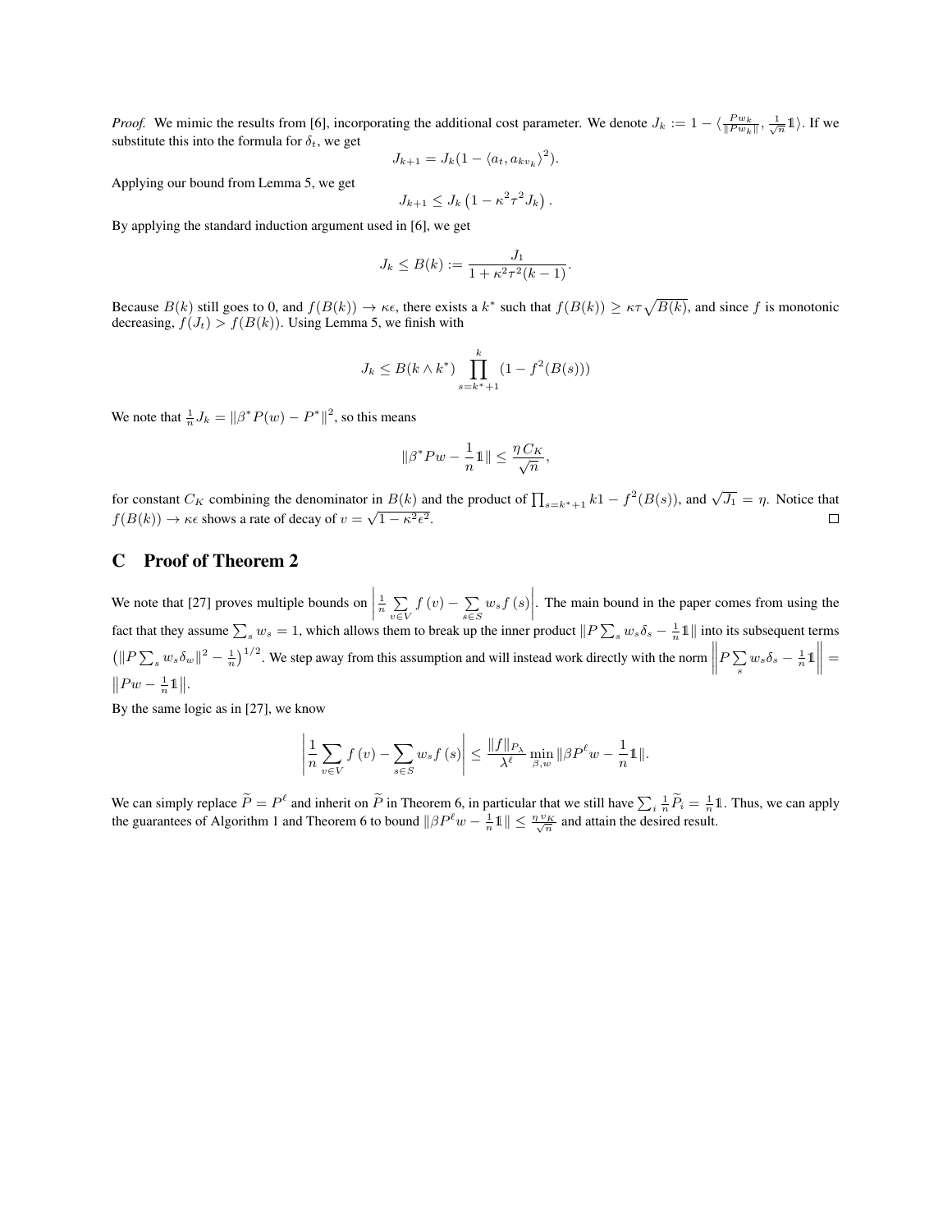*Proof.* We mimic the results from [6], incorporating the additional cost parameter. We denote $J_k := 1 - \langle \frac{Pw_k}{\|Pw_k\|}, \frac{1}{\sqrt{n}}\mathbb{1}\rangle$. If we substitute this into the formula for $\delta_t$, we get

$$J_{k+1} = J_k(1 - \langle a_t, a_{kv_k}\rangle^2).$$

Applying our bound from Lemma 5, we get

$$J_{k+1} \leq J_k \left(1 - \kappa^2 \tau^2 J_k\right).$$

By applying the standard induction argument used in [6], we get

$$J_k \leq B(k) := \frac{J_1}{1 + \kappa^2 \tau^2 (k-1)}.$$

Because $B(k)$ still goes to 0, and $f(B(k)) \to \kappa\epsilon$, there exists a $k^*$ such that $f(B(k)) \geq \kappa\tau\sqrt{B(k)}$, and since $f$ is monotonic decreasing, $f(J_t) > f(B(k))$. Using Lemma 5, we finish with

$$J_k \leq B(k \wedge k^*) \prod_{s=k^*+1}^{k} (1 - f^2(B(s)))$$

We note that $\frac{1}{n} J_k = \|\beta^* P(w) - P^*\|^2$, so this means

$$\|\beta^* Pw - \frac{1}{n}\mathbb{1}\| \leq \frac{\eta C_K}{\sqrt{n}},$$

for constant $C_K$ combining the denominator in $B(k)$ and the product of $\prod_{s=k^*+1} k 1 - f^2(B(s))$, and $\sqrt{J_1} = \eta$. Notice that $f(B(k)) \to \kappa\epsilon$ shows a rate of decay of $v = \sqrt{1 - \kappa^2\epsilon^2}$. □

## C Proof of Theorem 2

We note that [27] proves multiple bounds on $\left|\frac{1}{n}\sum\limits_{v\in V} f(v) - \sum\limits_{s\in S} w_s f(s)\right|$. The main bound in the paper comes from using the fact that they assume $\sum_s w_s = 1$, which allows them to break up the inner product $\|P\sum_s w_s\delta_s - \frac{1}{n}\mathbb{1}\|$ into its subsequent terms $\left(\|P\sum_s w_s \delta_w\|^2 - \frac{1}{n}\right)^{1/2}$. We step away from this assumption and will instead work directly with the norm $\left\|P\sum\limits_s w_s\delta_s - \frac{1}{n}\mathbb{1}\right\| = \left\|Pw - \frac{1}{n}\mathbb{1}\right\|$.

By the same logic as in [27], we know

$$\left|\frac{1}{n}\sum_{v\in V} f(v) - \sum_{s\in S} w_s f(s)\right| \leq \frac{\|f\|_{P_\lambda}}{\lambda^\ell} \min_{\beta, w} \|\beta P^\ell w - \frac{1}{n}\mathbb{1}\|.$$

We can simply replace $\widetilde{P} = P^\ell$ and inherit on $\widetilde{P}$ in Theorem 6, in particular that we still have $\sum_i \frac{1}{n}\widetilde{P}_i = \frac{1}{n}\mathbb{1}$. Thus, we can apply the guarantees of Algorithm 1 and Theorem 6 to bound $\|\beta P^\ell w - \frac{1}{n}\mathbb{1}\| \leq \frac{\eta v_K}{\sqrt{n}}$ and attain the desired result.